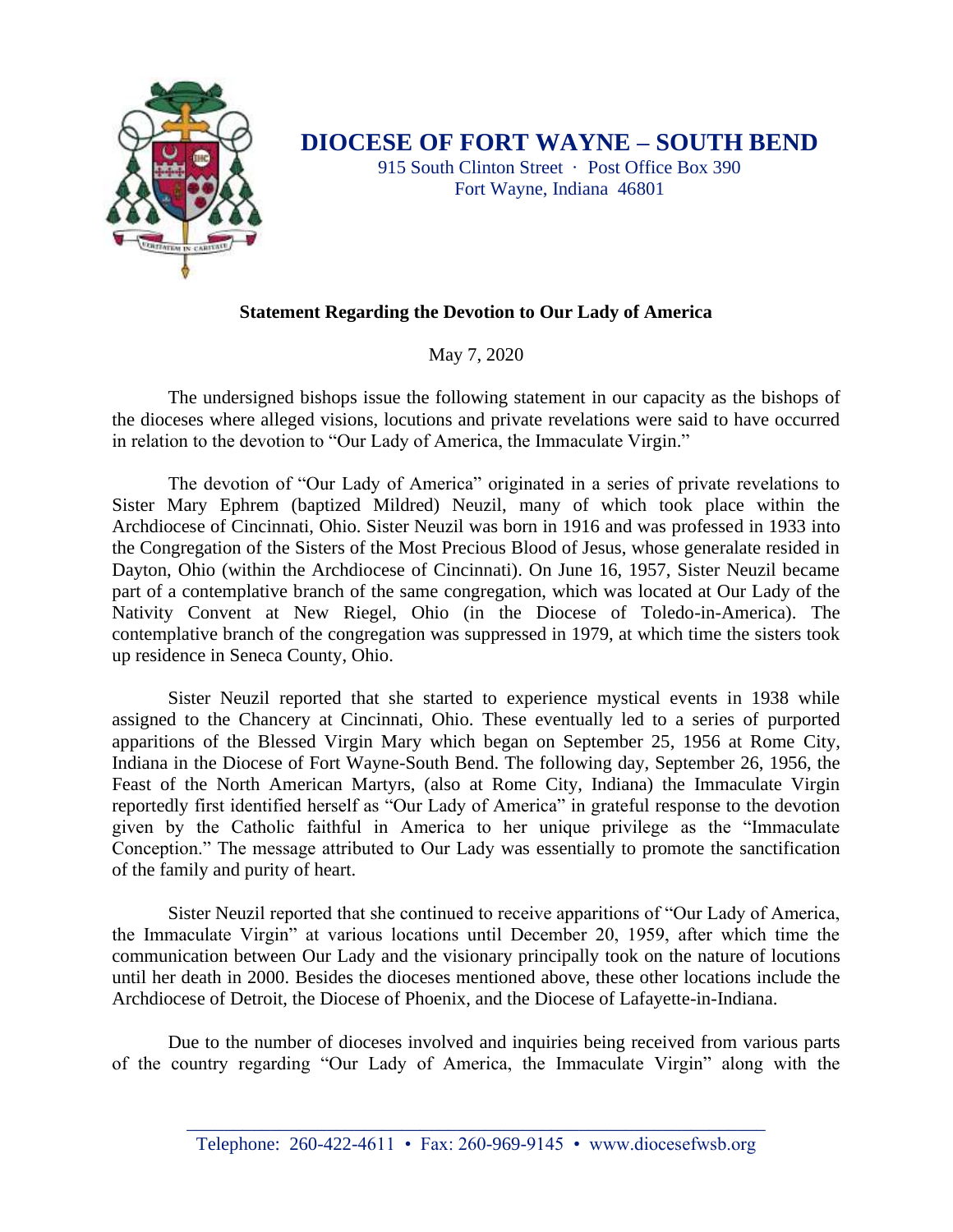# DIOCESE OF FORT WAYNE – SOUTH BEND

915 South Clinton Street · Post Office Box 390
Fort Wayne, Indiana 46801

**Statement Regarding the Devotion to Our Lady of America**

May 7, 2020

The undersigned bishops issue the following statement in our capacity as the bishops of the dioceses where alleged visions, locutions and private revelations were said to have occurred in relation to the devotion to "Our Lady of America, the Immaculate Virgin."

The devotion of "Our Lady of America" originated in a series of private revelations to Sister Mary Ephrem (baptized Mildred) Neuzil, many of which took place within the Archdiocese of Cincinnati, Ohio. Sister Neuzil was born in 1916 and was professed in 1933 into the Congregation of the Sisters of the Most Precious Blood of Jesus, whose generalate resided in Dayton, Ohio (within the Archdiocese of Cincinnati). On June 16, 1957, Sister Neuzil became part of a contemplative branch of the same congregation, which was located at Our Lady of the Nativity Convent at New Riegel, Ohio (in the Diocese of Toledo-in-America). The contemplative branch of the congregation was suppressed in 1979, at which time the sisters took up residence in Seneca County, Ohio.

Sister Neuzil reported that she started to experience mystical events in 1938 while assigned to the Chancery at Cincinnati, Ohio. These eventually led to a series of purported apparitions of the Blessed Virgin Mary which began on September 25, 1956 at Rome City, Indiana in the Diocese of Fort Wayne-South Bend. The following day, September 26, 1956, the Feast of the North American Martyrs, (also at Rome City, Indiana) the Immaculate Virgin reportedly first identified herself as "Our Lady of America" in grateful response to the devotion given by the Catholic faithful in America to her unique privilege as the "Immaculate Conception." The message attributed to Our Lady was essentially to promote the sanctification of the family and purity of heart.

Sister Neuzil reported that she continued to receive apparitions of "Our Lady of America, the Immaculate Virgin" at various locations until December 20, 1959, after which time the communication between Our Lady and the visionary principally took on the nature of locutions until her death in 2000. Besides the dioceses mentioned above, these other locations include the Archdiocese of Detroit, the Diocese of Phoenix, and the Diocese of Lafayette-in-Indiana.

Due to the number of dioceses involved and inquiries being received from various parts of the country regarding "Our Lady of America, the Immaculate Virgin" along with the

Telephone: 260-422-4611 • Fax: 260-969-9145 • www.diocesefwsb.org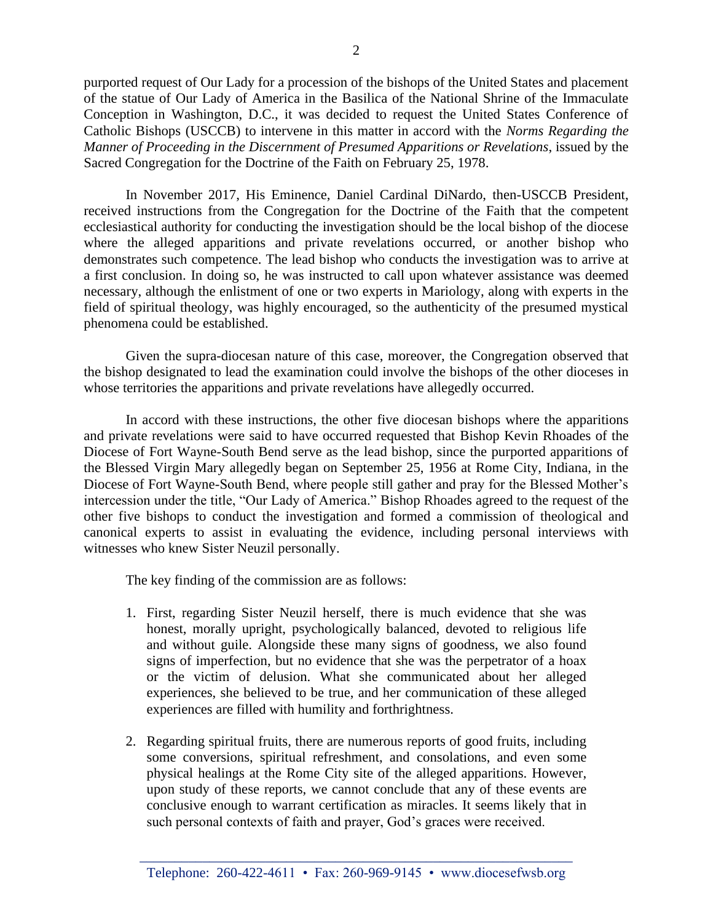purported request of Our Lady for a procession of the bishops of the United States and placement of the statue of Our Lady of America in the Basilica of the National Shrine of the Immaculate Conception in Washington, D.C., it was decided to request the United States Conference of Catholic Bishops (USCCB) to intervene in this matter in accord with the *Norms Regarding the Manner of Proceeding in the Discernment of Presumed Apparitions or Revelations*, issued by the Sacred Congregation for the Doctrine of the Faith on February 25, 1978.

In November 2017, His Eminence, Daniel Cardinal DiNardo, then-USCCB President, received instructions from the Congregation for the Doctrine of the Faith that the competent ecclesiastical authority for conducting the investigation should be the local bishop of the diocese where the alleged apparitions and private revelations occurred, or another bishop who demonstrates such competence. The lead bishop who conducts the investigation was to arrive at a first conclusion. In doing so, he was instructed to call upon whatever assistance was deemed necessary, although the enlistment of one or two experts in Mariology, along with experts in the field of spiritual theology, was highly encouraged, so the authenticity of the presumed mystical phenomena could be established.

Given the supra-diocesan nature of this case, moreover, the Congregation observed that the bishop designated to lead the examination could involve the bishops of the other dioceses in whose territories the apparitions and private revelations have allegedly occurred.

In accord with these instructions, the other five diocesan bishops where the apparitions and private revelations were said to have occurred requested that Bishop Kevin Rhoades of the Diocese of Fort Wayne-South Bend serve as the lead bishop, since the purported apparitions of the Blessed Virgin Mary allegedly began on September 25, 1956 at Rome City, Indiana, in the Diocese of Fort Wayne-South Bend, where people still gather and pray for the Blessed Mother's intercession under the title, "Our Lady of America." Bishop Rhoades agreed to the request of the other five bishops to conduct the investigation and formed a commission of theological and canonical experts to assist in evaluating the evidence, including personal interviews with witnesses who knew Sister Neuzil personally.

The key finding of the commission are as follows:

1. First, regarding Sister Neuzil herself, there is much evidence that she was honest, morally upright, psychologically balanced, devoted to religious life and without guile. Alongside these many signs of goodness, we also found signs of imperfection, but no evidence that she was the perpetrator of a hoax or the victim of delusion. What she communicated about her alleged experiences, she believed to be true, and her communication of these alleged experiences are filled with humility and forthrightness.

2. Regarding spiritual fruits, there are numerous reports of good fruits, including some conversions, spiritual refreshment, and consolations, and even some physical healings at the Rome City site of the alleged apparitions. However, upon study of these reports, we cannot conclude that any of these events are conclusive enough to warrant certification as miracles. It seems likely that in such personal contexts of faith and prayer, God's graces were received.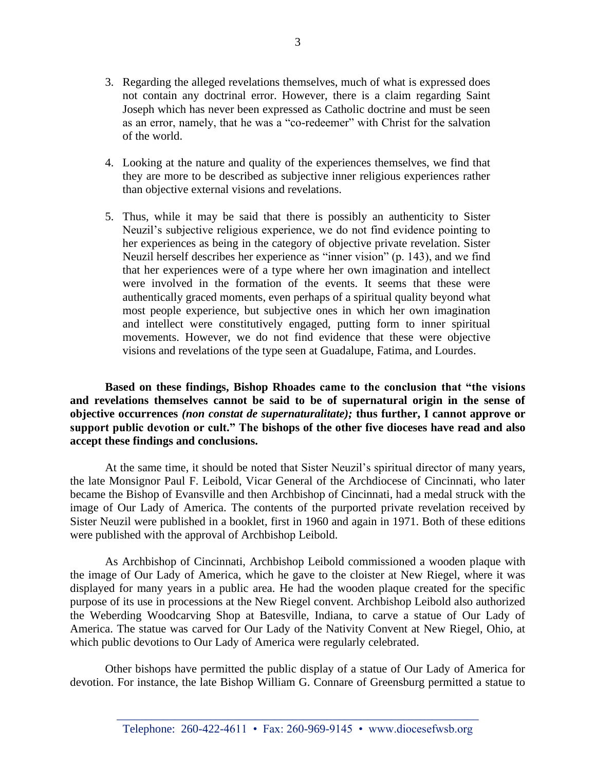3. Regarding the alleged revelations themselves, much of what is expressed does not contain any doctrinal error. However, there is a claim regarding Saint Joseph which has never been expressed as Catholic doctrine and must be seen as an error, namely, that he was a "co-redeemer" with Christ for the salvation of the world.

4. Looking at the nature and quality of the experiences themselves, we find that they are more to be described as subjective inner religious experiences rather than objective external visions and revelations.

5. Thus, while it may be said that there is possibly an authenticity to Sister Neuzil's subjective religious experience, we do not find evidence pointing to her experiences as being in the category of objective private revelation. Sister Neuzil herself describes her experience as "inner vision" (p. 143), and we find that her experiences were of a type where her own imagination and intellect were involved in the formation of the events. It seems that these were authentically graced moments, even perhaps of a spiritual quality beyond what most people experience, but subjective ones in which her own imagination and intellect were constitutively engaged, putting form to inner spiritual movements. However, we do not find evidence that these were objective visions and revelations of the type seen at Guadalupe, Fatima, and Lourdes.

**Based on these findings, Bishop Rhoades came to the conclusion that "the visions and revelations themselves cannot be said to be of supernatural origin in the sense of objective occurrences *(non constat de supernaturalitate);* thus further, I cannot approve or support public devotion or cult." The bishops of the other five dioceses have read and also accept these findings and conclusions.**

At the same time, it should be noted that Sister Neuzil's spiritual director of many years, the late Monsignor Paul F. Leibold, Vicar General of the Archdiocese of Cincinnati, who later became the Bishop of Evansville and then Archbishop of Cincinnati, had a medal struck with the image of Our Lady of America. The contents of the purported private revelation received by Sister Neuzil were published in a booklet, first in 1960 and again in 1971. Both of these editions were published with the approval of Archbishop Leibold.

As Archbishop of Cincinnati, Archbishop Leibold commissioned a wooden plaque with the image of Our Lady of America, which he gave to the cloister at New Riegel, where it was displayed for many years in a public area. He had the wooden plaque created for the specific purpose of its use in processions at the New Riegel convent. Archbishop Leibold also authorized the Weberding Woodcarving Shop at Batesville, Indiana, to carve a statue of Our Lady of America. The statue was carved for Our Lady of the Nativity Convent at New Riegel, Ohio, at which public devotions to Our Lady of America were regularly celebrated.

Other bishops have permitted the public display of a statue of Our Lady of America for devotion. For instance, the late Bishop William G. Connare of Greensburg permitted a statue to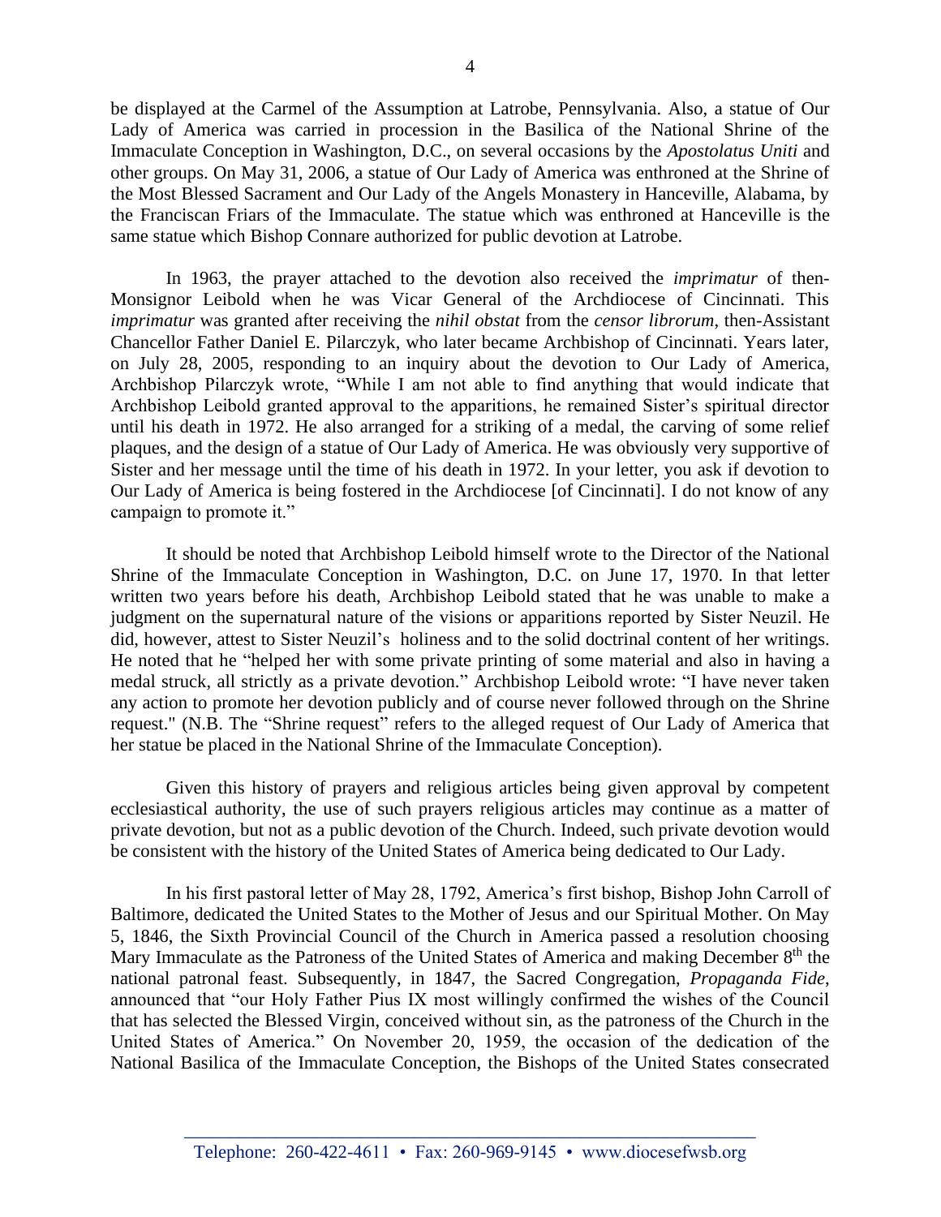be displayed at the Carmel of the Assumption at Latrobe, Pennsylvania. Also, a statue of Our Lady of America was carried in procession in the Basilica of the National Shrine of the Immaculate Conception in Washington, D.C., on several occasions by the *Apostolatus Uniti* and other groups. On May 31, 2006, a statue of Our Lady of America was enthroned at the Shrine of the Most Blessed Sacrament and Our Lady of the Angels Monastery in Hanceville, Alabama, by the Franciscan Friars of the Immaculate. The statue which was enthroned at Hanceville is the same statue which Bishop Connare authorized for public devotion at Latrobe.

In 1963, the prayer attached to the devotion also received the *imprimatur* of then-Monsignor Leibold when he was Vicar General of the Archdiocese of Cincinnati. This *imprimatur* was granted after receiving the *nihil obstat* from the *censor librorum*, then-Assistant Chancellor Father Daniel E. Pilarczyk, who later became Archbishop of Cincinnati. Years later, on July 28, 2005, responding to an inquiry about the devotion to Our Lady of America, Archbishop Pilarczyk wrote, "While I am not able to find anything that would indicate that Archbishop Leibold granted approval to the apparitions, he remained Sister's spiritual director until his death in 1972. He also arranged for a striking of a medal, the carving of some relief plaques, and the design of a statue of Our Lady of America. He was obviously very supportive of Sister and her message until the time of his death in 1972. In your letter, you ask if devotion to Our Lady of America is being fostered in the Archdiocese [of Cincinnati]. I do not know of any campaign to promote it."

It should be noted that Archbishop Leibold himself wrote to the Director of the National Shrine of the Immaculate Conception in Washington, D.C. on June 17, 1970. In that letter written two years before his death, Archbishop Leibold stated that he was unable to make a judgment on the supernatural nature of the visions or apparitions reported by Sister Neuzil. He did, however, attest to Sister Neuzil's holiness and to the solid doctrinal content of her writings. He noted that he "helped her with some private printing of some material and also in having a medal struck, all strictly as a private devotion." Archbishop Leibold wrote: "I have never taken any action to promote her devotion publicly and of course never followed through on the Shrine request." (N.B. The "Shrine request" refers to the alleged request of Our Lady of America that her statue be placed in the National Shrine of the Immaculate Conception).

Given this history of prayers and religious articles being given approval by competent ecclesiastical authority, the use of such prayers religious articles may continue as a matter of private devotion, but not as a public devotion of the Church. Indeed, such private devotion would be consistent with the history of the United States of America being dedicated to Our Lady.

In his first pastoral letter of May 28, 1792, America's first bishop, Bishop John Carroll of Baltimore, dedicated the United States to the Mother of Jesus and our Spiritual Mother. On May 5, 1846, the Sixth Provincial Council of the Church in America passed a resolution choosing Mary Immaculate as the Patroness of the United States of America and making December 8th the national patronal feast. Subsequently, in 1847, the Sacred Congregation, *Propaganda Fide*, announced that "our Holy Father Pius IX most willingly confirmed the wishes of the Council that has selected the Blessed Virgin, conceived without sin, as the patroness of the Church in the United States of America." On November 20, 1959, the occasion of the dedication of the National Basilica of the Immaculate Conception, the Bishops of the United States consecrated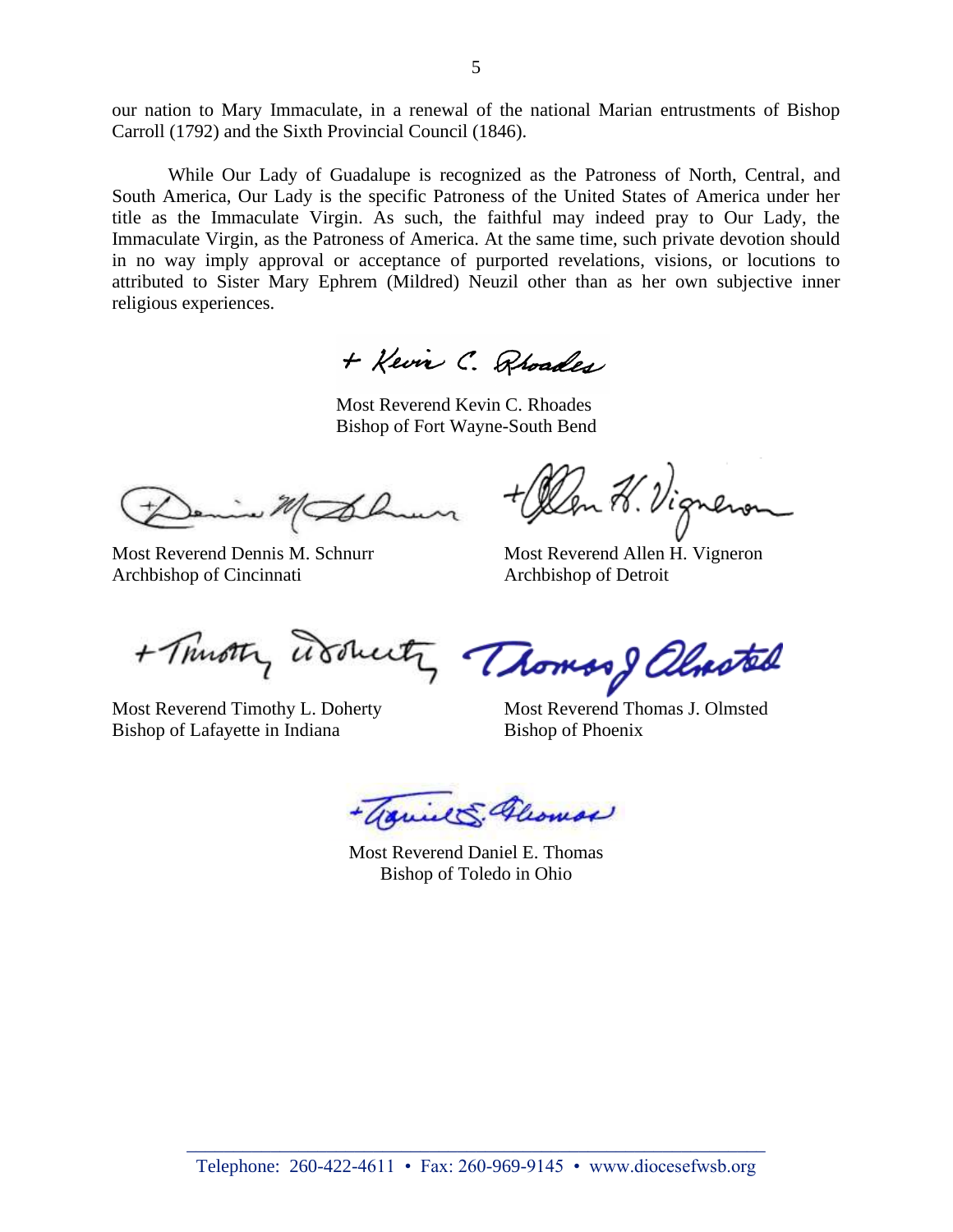our nation to Mary Immaculate, in a renewal of the national Marian entrustments of Bishop Carroll (1792) and the Sixth Provincial Council (1846).

While Our Lady of Guadalupe is recognized as the Patroness of North, Central, and South America, Our Lady is the specific Patroness of the United States of America under her title as the Immaculate Virgin. As such, the faithful may indeed pray to Our Lady, the Immaculate Virgin, as the Patroness of America. At the same time, such private devotion should in no way imply approval or acceptance of purported revelations, visions, or locutions to attributed to Sister Mary Ephrem (Mildred) Neuzil other than as her own subjective inner religious experiences.

+ Kevin C. Rhoades

Most Reverend Kevin C. Rhoades
Bishop of Fort Wayne-South Bend

+ Dennis M. Schnurr

Most Reverend Dennis M. Schnurr
Archbishop of Cincinnati

+ Allen H. Vigneron

Most Reverend Allen H. Vigneron
Archbishop of Detroit

+ Timothy L. Doherty

Most Reverend Timothy L. Doherty
Bishop of Lafayette in Indiana

Thomas J. Olmsted

Most Reverend Thomas J. Olmsted
Bishop of Phoenix

+ Daniel E. Thomas

Most Reverend Daniel E. Thomas
Bishop of Toledo in Ohio

Telephone: 260-422-4611 • Fax: 260-969-9145 • www.diocesefwsb.org